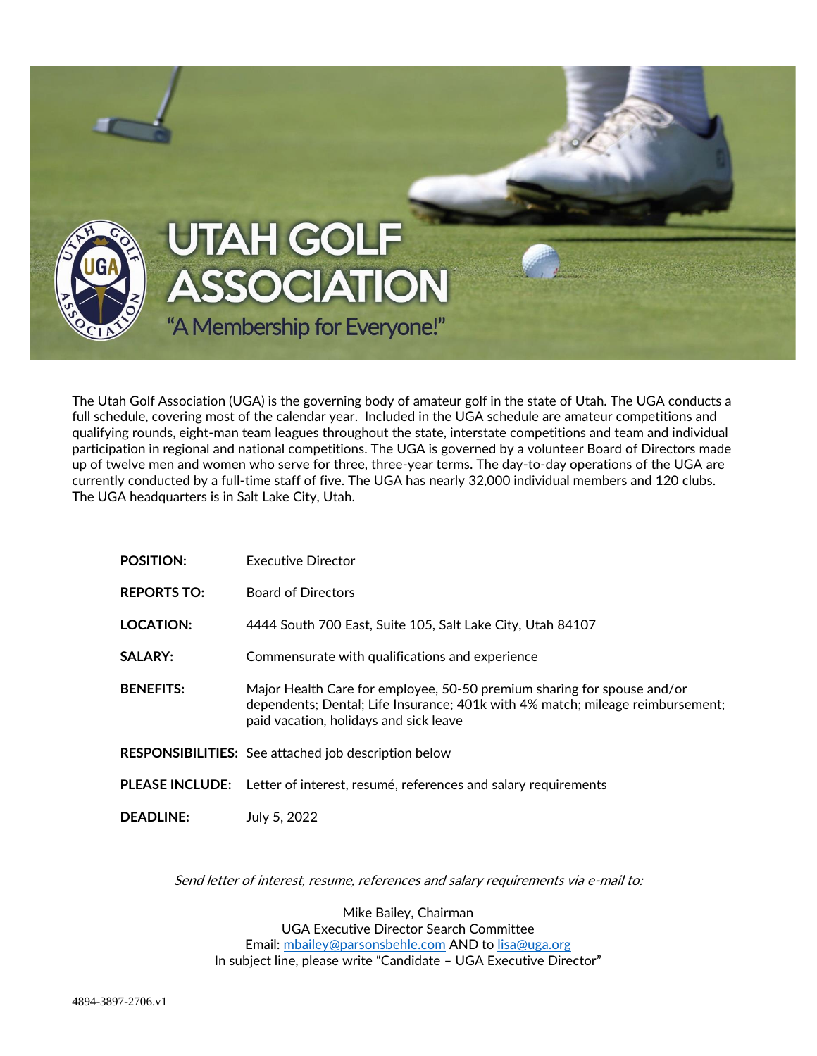# UTAH GOLF ASSOCIATION

"A Membership for Everyone!"

The Utah Golf Association (UGA) is the governing body of amateur golf in the state of Utah. The UGA conducts a full schedule, covering most of the calendar year. Included in the UGA schedule are amateur competitions and qualifying rounds, eight-man team leagues throughout the state, interstate competitions and team and individual participation in regional and national competitions. The UGA is governed by a volunteer Board of Directors made up of twelve men and women who serve for three, three-year terms. The day-to-day operations of the UGA are currently conducted by a full-time staff of five. The UGA has nearly 32,000 individual members and 120 clubs. The UGA headquarters is in Salt Lake City, Utah.

**POSITION:** Executive Director

**REPORTS TO:** Board of Directors

**LOCATION:** 4444 South 700 East, Suite 105, Salt Lake City, Utah 84107

**SALARY:** Commensurate with qualifications and experience

**BENEFITS:** Major Health Care for employee, 50-50 premium sharing for spouse and/or dependents; Dental; Life Insurance; 401k with 4% match; mileage reimbursement; paid vacation, holidays and sick leave

**RESPONSIBILITIES:** See attached job description below

**PLEASE INCLUDE:** Letter of interest, resumé, references and salary requirements

**DEADLINE:** July 5, 2022

*Send letter of interest, resume, references and salary requirements via e-mail to:*

Mike Bailey, Chairman
UGA Executive Director Search Committee
Email: mbailey@parsonsbehle.com AND to lisa@uga.org
In subject line, please write "Candidate – UGA Executive Director"

4894-3897-2706.v1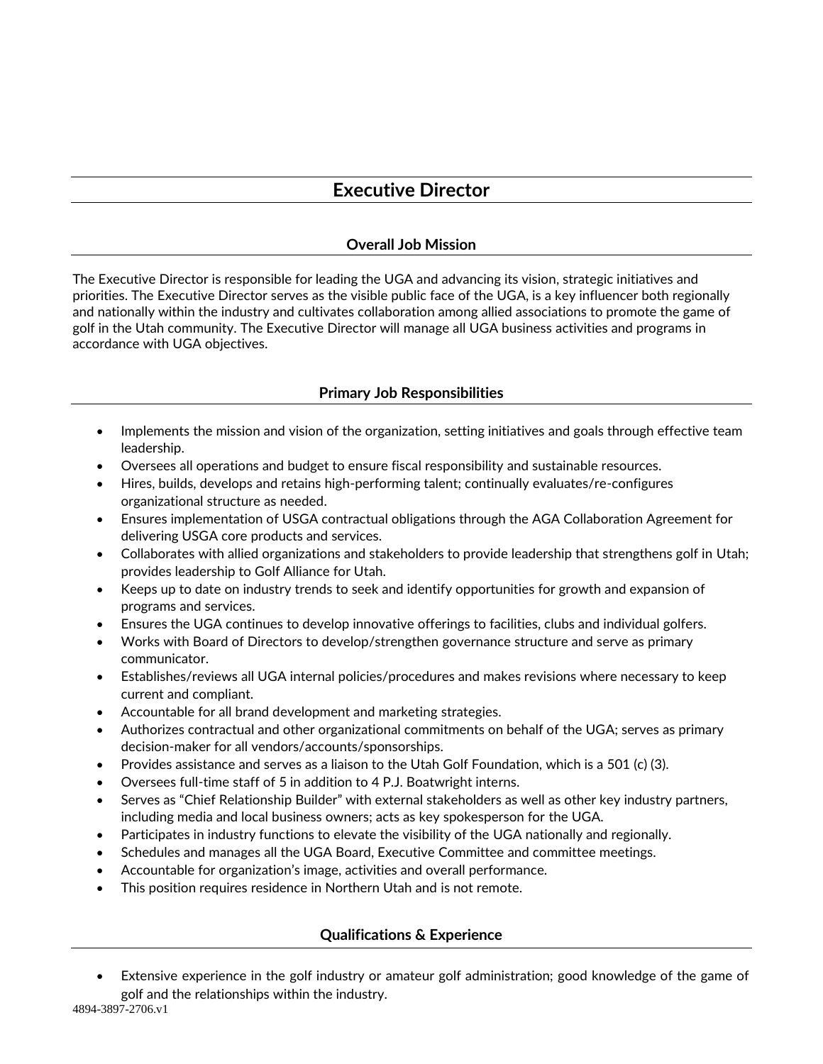# Executive Director

## Overall Job Mission

The Executive Director is responsible for leading the UGA and advancing its vision, strategic initiatives and priorities. The Executive Director serves as the visible public face of the UGA, is a key influencer both regionally and nationally within the industry and cultivates collaboration among allied associations to promote the game of golf in the Utah community. The Executive Director will manage all UGA business activities and programs in accordance with UGA objectives.

## Primary Job Responsibilities

- Implements the mission and vision of the organization, setting initiatives and goals through effective team leadership.
- Oversees all operations and budget to ensure fiscal responsibility and sustainable resources.
- Hires, builds, develops and retains high-performing talent; continually evaluates/re-configures organizational structure as needed.
- Ensures implementation of USGA contractual obligations through the AGA Collaboration Agreement for delivering USGA core products and services.
- Collaborates with allied organizations and stakeholders to provide leadership that strengthens golf in Utah; provides leadership to Golf Alliance for Utah.
- Keeps up to date on industry trends to seek and identify opportunities for growth and expansion of programs and services.
- Ensures the UGA continues to develop innovative offerings to facilities, clubs and individual golfers.
- Works with Board of Directors to develop/strengthen governance structure and serve as primary communicator.
- Establishes/reviews all UGA internal policies/procedures and makes revisions where necessary to keep current and compliant.
- Accountable for all brand development and marketing strategies.
- Authorizes contractual and other organizational commitments on behalf of the UGA; serves as primary decision-maker for all vendors/accounts/sponsorships.
- Provides assistance and serves as a liaison to the Utah Golf Foundation, which is a 501 (c) (3).
- Oversees full-time staff of 5 in addition to 4 P.J. Boatwright interns.
- Serves as "Chief Relationship Builder" with external stakeholders as well as other key industry partners, including media and local business owners; acts as key spokesperson for the UGA.
- Participates in industry functions to elevate the visibility of the UGA nationally and regionally.
- Schedules and manages all the UGA Board, Executive Committee and committee meetings.
- Accountable for organization's image, activities and overall performance.
- This position requires residence in Northern Utah and is not remote.

## Qualifications & Experience

- Extensive experience in the golf industry or amateur golf administration; good knowledge of the game of golf and the relationships within the industry.

4894-3897-2706.v1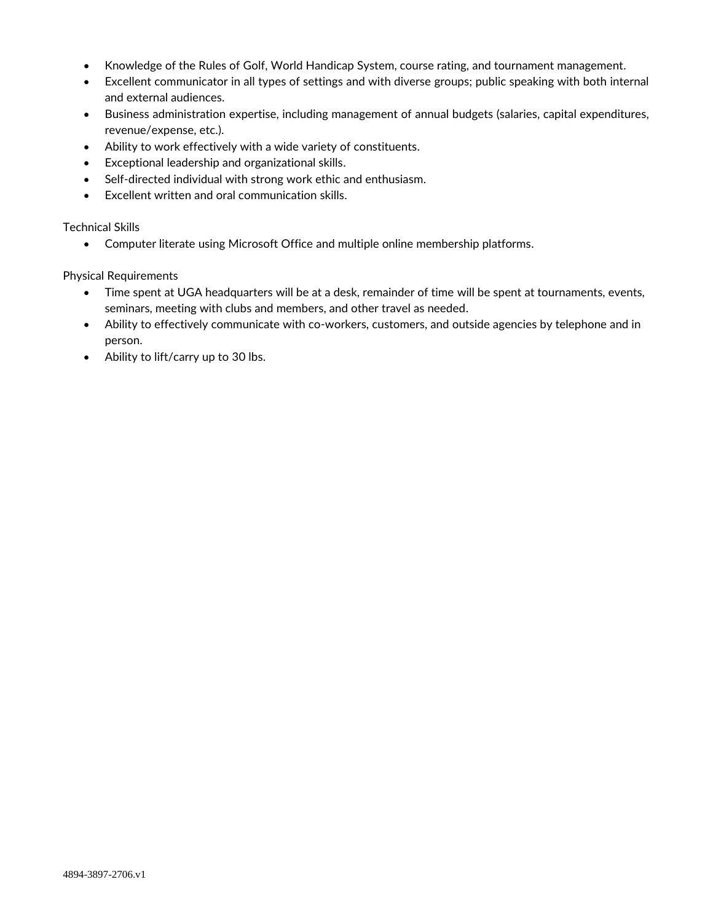- Knowledge of the Rules of Golf, World Handicap System, course rating, and tournament management.
- Excellent communicator in all types of settings and with diverse groups; public speaking with both internal and external audiences.
- Business administration expertise, including management of annual budgets (salaries, capital expenditures, revenue/expense, etc.).
- Ability to work effectively with a wide variety of constituents.
- Exceptional leadership and organizational skills.
- Self-directed individual with strong work ethic and enthusiasm.
- Excellent written and oral communication skills.

Technical Skills

- Computer literate using Microsoft Office and multiple online membership platforms.

Physical Requirements

- Time spent at UGA headquarters will be at a desk, remainder of time will be spent at tournaments, events, seminars, meeting with clubs and members, and other travel as needed.
- Ability to effectively communicate with co-workers, customers, and outside agencies by telephone and in person.
- Ability to lift/carry up to 30 lbs.